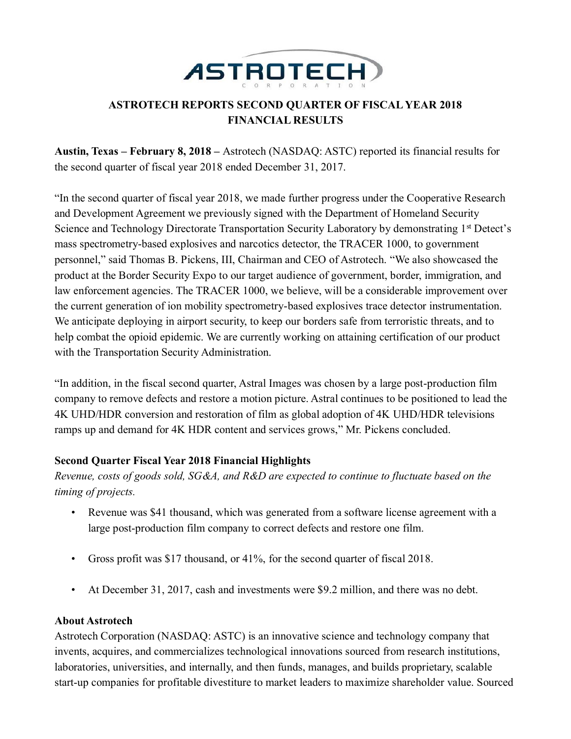# ASTROTECH REPORTS SECOND QUARTER OF FISCAL YEAR 2018 FINANCIAL RESULTS

**Austin, Texas – February 8, 2018 –** Astrotech (NASDAQ: ASTC) reported its financial results for the second quarter of fiscal year 2018 ended December 31, 2017.

"In the second quarter of fiscal year 2018, we made further progress under the Cooperative Research and Development Agreement we previously signed with the Department of Homeland Security Science and Technology Directorate Transportation Security Laboratory by demonstrating 1st Detect's mass spectrometry-based explosives and narcotics detector, the TRACER 1000, to government personnel," said Thomas B. Pickens, III, Chairman and CEO of Astrotech. "We also showcased the product at the Border Security Expo to our target audience of government, border, immigration, and law enforcement agencies. The TRACER 1000, we believe, will be a considerable improvement over the current generation of ion mobility spectrometry-based explosives trace detector instrumentation. We anticipate deploying in airport security, to keep our borders safe from terroristic threats, and to help combat the opioid epidemic. We are currently working on attaining certification of our product with the Transportation Security Administration.

"In addition, in the fiscal second quarter, Astral Images was chosen by a large post-production film company to remove defects and restore a motion picture. Astral continues to be positioned to lead the 4K UHD/HDR conversion and restoration of film as global adoption of 4K UHD/HDR televisions ramps up and demand for 4K HDR content and services grows," Mr. Pickens concluded.

### Second Quarter Fiscal Year 2018 Financial Highlights

*Revenue, costs of goods sold, SG&A, and R&D are expected to continue to fluctuate based on the timing of projects.*

- Revenue was $41 thousand, which was generated from a software license agreement with a large post-production film company to correct defects and restore one film.
- Gross profit was $17 thousand, or 41%, for the second quarter of fiscal 2018.
- At December 31, 2017, cash and investments were $9.2 million, and there was no debt.

### About Astrotech

Astrotech Corporation (NASDAQ: ASTC) is an innovative science and technology company that invents, acquires, and commercializes technological innovations sourced from research institutions, laboratories, universities, and internally, and then funds, manages, and builds proprietary, scalable start-up companies for profitable divestiture to market leaders to maximize shareholder value. Sourced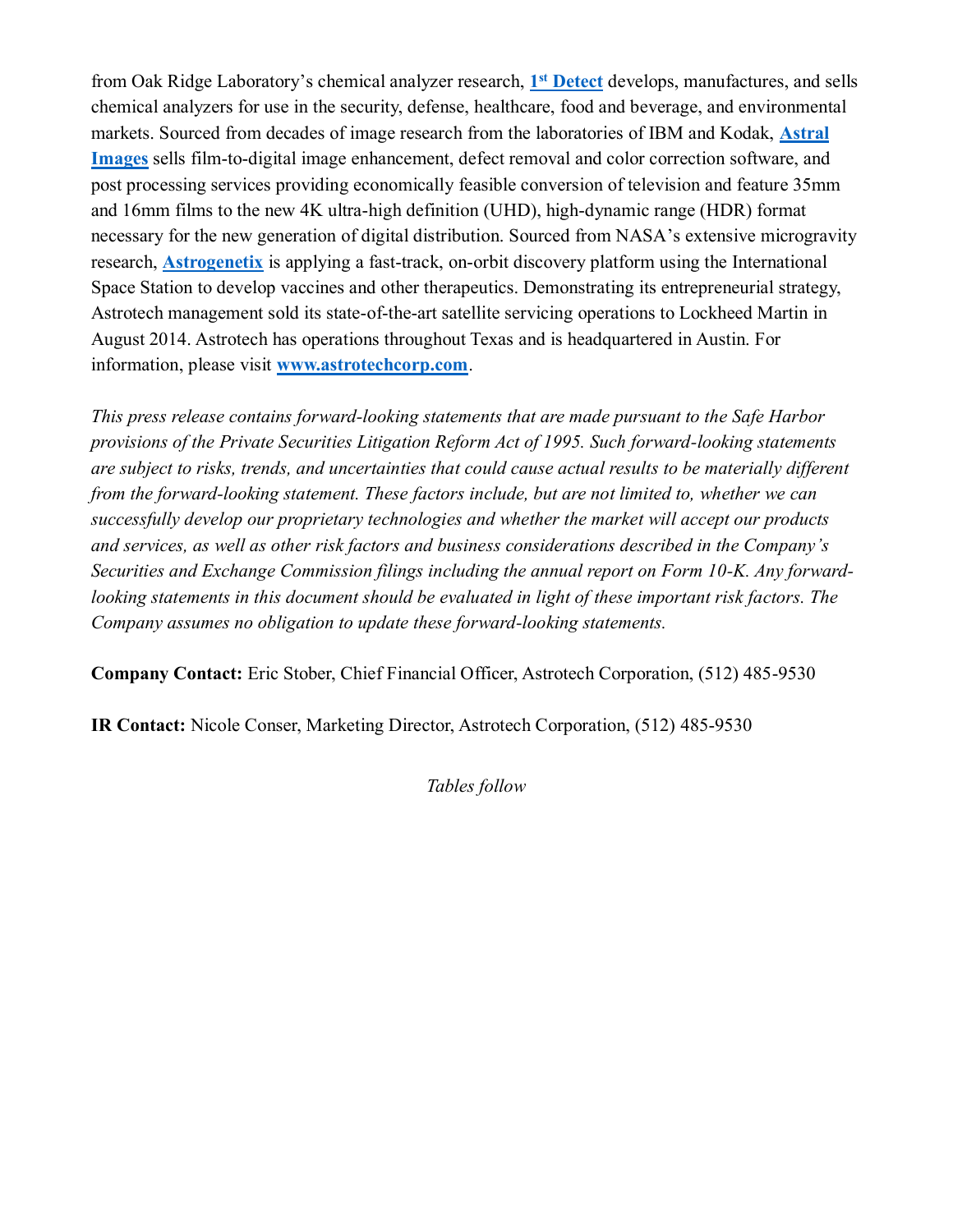from Oak Ridge Laboratory's chemical analyzer research, **1st Detect** develops, manufactures, and sells chemical analyzers for use in the security, defense, healthcare, food and beverage, and environmental markets. Sourced from decades of image research from the laboratories of IBM and Kodak, **Astral Images** sells film-to-digital image enhancement, defect removal and color correction software, and post processing services providing economically feasible conversion of television and feature 35mm and 16mm films to the new 4K ultra-high definition (UHD), high-dynamic range (HDR) format necessary for the new generation of digital distribution. Sourced from NASA's extensive microgravity research, **Astrogenetix** is applying a fast-track, on-orbit discovery platform using the International Space Station to develop vaccines and other therapeutics. Demonstrating its entrepreneurial strategy, Astrotech management sold its state-of-the-art satellite servicing operations to Lockheed Martin in August 2014. Astrotech has operations throughout Texas and is headquartered in Austin. For information, please visit **www.astrotechcorp.com**.

*This press release contains forward-looking statements that are made pursuant to the Safe Harbor provisions of the Private Securities Litigation Reform Act of 1995. Such forward-looking statements are subject to risks, trends, and uncertainties that could cause actual results to be materially different from the forward-looking statement. These factors include, but are not limited to, whether we can successfully develop our proprietary technologies and whether the market will accept our products and services, as well as other risk factors and business considerations described in the Company's Securities and Exchange Commission filings including the annual report on Form 10-K. Any forward-looking statements in this document should be evaluated in light of these important risk factors. The Company assumes no obligation to update these forward-looking statements.*

**Company Contact:** Eric Stober, Chief Financial Officer, Astrotech Corporation, (512) 485-9530

**IR Contact:** Nicole Conser, Marketing Director, Astrotech Corporation, (512) 485-9530

*Tables follow*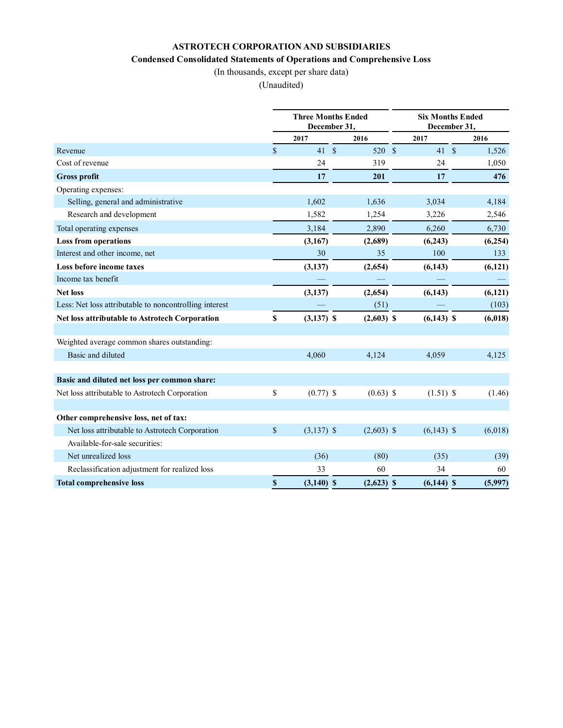**ASTROTECH CORPORATION AND SUBSIDIARIES**

**Condensed Consolidated Statements of Operations and Comprehensive Loss**

(In thousands, except per share data)

(Unaudited)

| | Three Months Ended December 31, | | Six Months Ended December 31, | |
|---|---|---|---|---|
| | 2017 | 2016 | 2017 | 2016 |
| Revenue | $ 41 | $ 520 | $ 41 | $ 1,526 |
| Cost of revenue | 24 | 319 | 24 | 1,050 |
| **Gross profit** | **17** | **201** | **17** | **476** |
| Operating expenses: | | | | |
| Selling, general and administrative | 1,602 | 1,636 | 3,034 | 4,184 |
| Research and development | 1,582 | 1,254 | 3,226 | 2,546 |
| Total operating expenses | 3,184 | 2,890 | 6,260 | 6,730 |
| **Loss from operations** | **(3,167)** | **(2,689)** | **(6,243)** | **(6,254)** |
| Interest and other income, net | 30 | 35 | 100 | 133 |
| **Loss before income taxes** | **(3,137)** | **(2,654)** | **(6,143)** | **(6,121)** |
| Income tax benefit | — | — | — | — |
| **Net loss** | **(3,137)** | **(2,654)** | **(6,143)** | **(6,121)** |
| Less: Net loss attributable to noncontrolling interest | — | (51) | — | (103) |
| **Net loss attributable to Astrotech Corporation** | **$ (3,137)** | **$ (2,603)** | **$ (6,143)** | **$ (6,018)** |
| | | | | |
| Weighted average common shares outstanding: | | | | |
| Basic and diluted | 4,060 | 4,124 | 4,059 | 4,125 |
| | | | | |
| **Basic and diluted net loss per common share:** | | | | |
| Net loss attributable to Astrotech Corporation | $ (0.77) | $ (0.63) | $ (1.51) | $ (1.46) |
| | | | | |
| **Other comprehensive loss, net of tax:** | | | | |
| Net loss attributable to Astrotech Corporation | $ (3,137) | $ (2,603) | $ (6,143) | $ (6,018) |
| Available-for-sale securities: | | | | |
| Net unrealized loss | (36) | (80) | (35) | (39) |
| Reclassification adjustment for realized loss | 33 | 60 | 34 | 60 |
| **Total comprehensive loss** | **$ (3,140)** | **$ (2,623)** | **$ (6,144)** | **$ (5,997)** |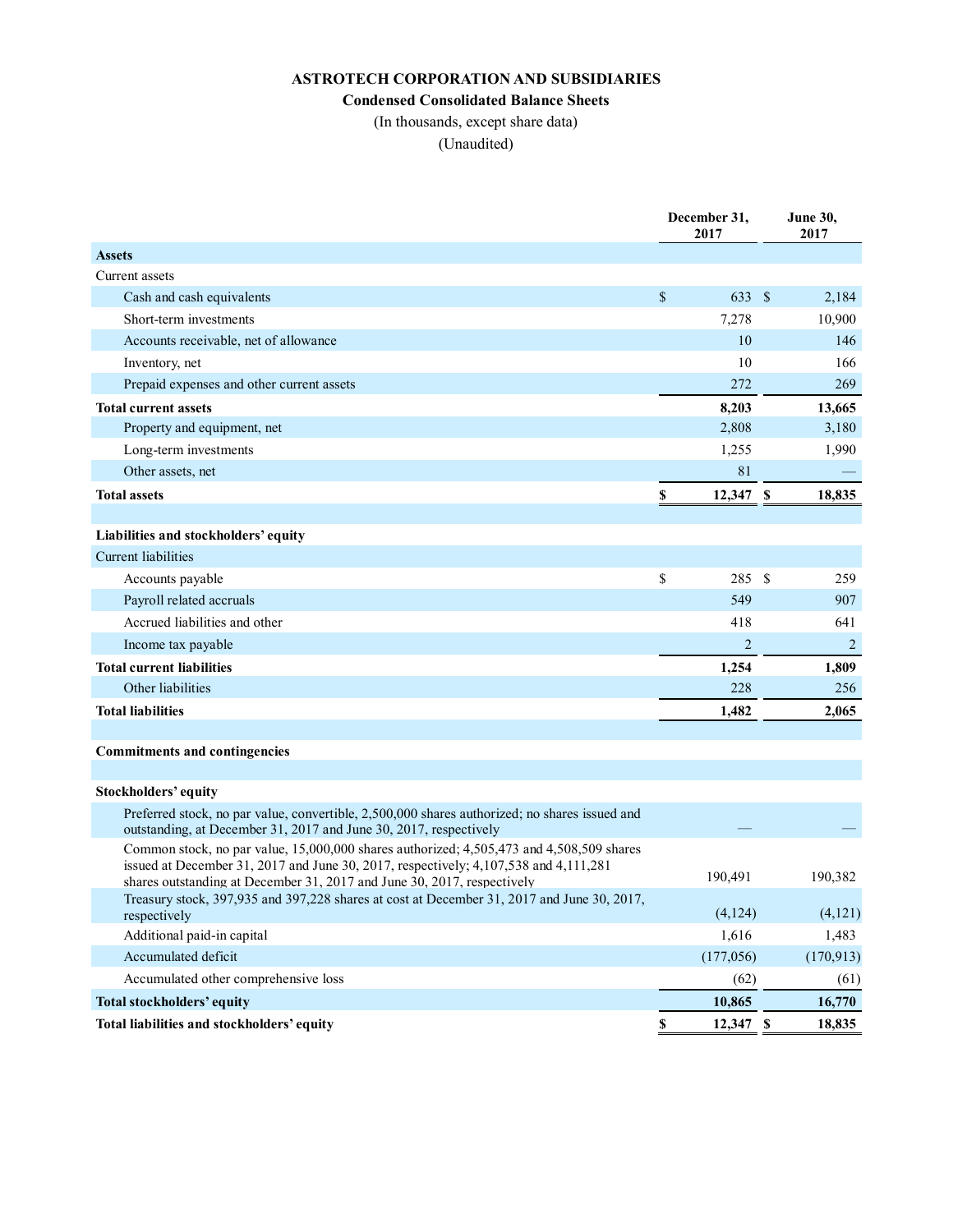# ASTROTECH CORPORATION AND SUBSIDIARIES

## Condensed Consolidated Balance Sheets

(In thousands, except share data)

(Unaudited)

| | December 31, 2017 | June 30, 2017 |
|---|---|---|
| **Assets** | | |
| Current assets | | |
| Cash and cash equivalents | $ 633 | $ 2,184 |
| Short-term investments | 7,278 | 10,900 |
| Accounts receivable, net of allowance | 10 | 146 |
| Inventory, net | 10 | 166 |
| Prepaid expenses and other current assets | 272 | 269 |
| **Total current assets** | **8,203** | **13,665** |
| Property and equipment, net | 2,808 | 3,180 |
| Long-term investments | 1,255 | 1,990 |
| Other assets, net | 81 | — |
| **Total assets** | **$ 12,347** | **$ 18,835** |
| | | |
| **Liabilities and stockholders' equity** | | |
| Current liabilities | | |
| Accounts payable | $ 285 | $ 259 |
| Payroll related accruals | 549 | 907 |
| Accrued liabilities and other | 418 | 641 |
| Income tax payable | 2 | 2 |
| **Total current liabilities** | **1,254** | **1,809** |
| Other liabilities | 228 | 256 |
| **Total liabilities** | **1,482** | **2,065** |
| | | |
| **Commitments and contingencies** | | |
| | | |
| **Stockholders' equity** | | |
| Preferred stock, no par value, convertible, 2,500,000 shares authorized; no shares issued and outstanding, at December 31, 2017 and June 30, 2017, respectively | — | — |
| Common stock, no par value, 15,000,000 shares authorized; 4,505,473 and 4,508,509 shares issued at December 31, 2017 and June 30, 2017, respectively; 4,107,538 and 4,111,281 shares outstanding at December 31, 2017 and June 30, 2017, respectively | 190,491 | 190,382 |
| Treasury stock, 397,935 and 397,228 shares at cost at December 31, 2017 and June 30, 2017, respectively | (4,124) | (4,121) |
| Additional paid-in capital | 1,616 | 1,483 |
| Accumulated deficit | (177,056) | (170,913) |
| Accumulated other comprehensive loss | (62) | (61) |
| **Total stockholders' equity** | **10,865** | **16,770** |
| **Total liabilities and stockholders' equity** | **$ 12,347** | **$ 18,835** |